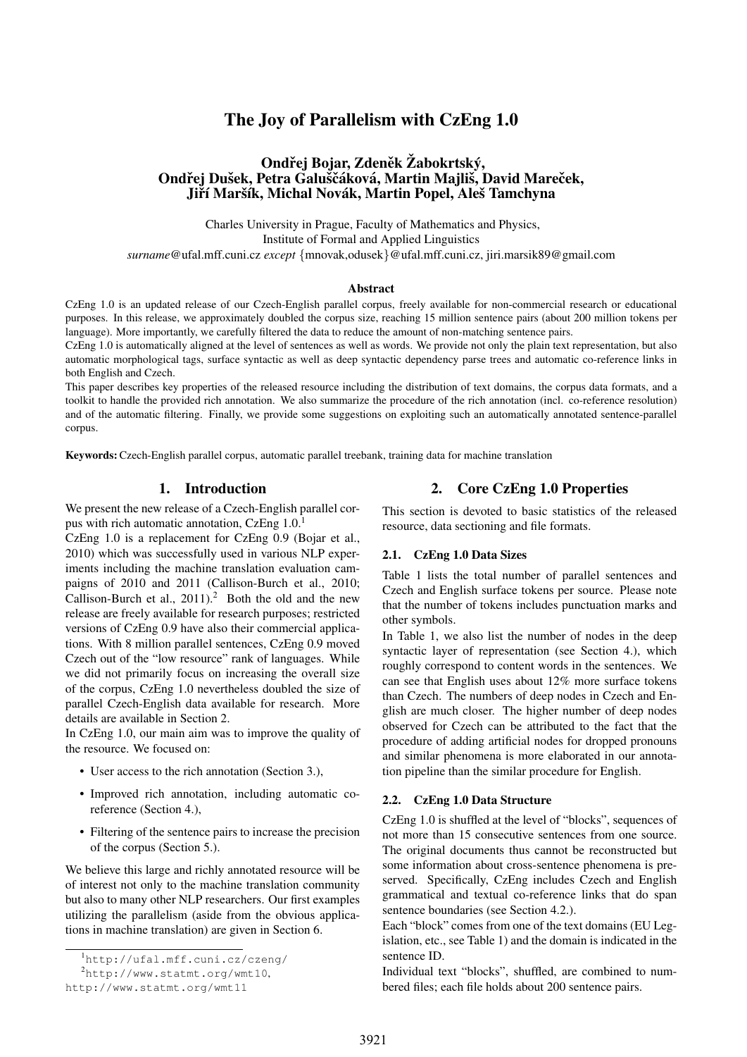# The Joy of Parallelism with CzEng 1.0

**Ondřej Bojar, Zdeněk Žabokrtský, Ondřej Dušek, Petra Galuščáková, Martin Majliš, David Mareček, Jiří Maršík, Michal Novák, Martin Popel, Aleš Tamchyna**

Charles University in Prague, Faculty of Mathematics and Physics,
Institute of Formal and Applied Linguistics
*surname*@ufal.mff.cuni.cz *except* {mnovak,odusek}@ufal.mff.cuni.cz, jiri.marsik89@gmail.com

### Abstract

CzEng 1.0 is an updated release of our Czech-English parallel corpus, freely available for non-commercial research or educational purposes. In this release, we approximately doubled the corpus size, reaching 15 million sentence pairs (about 200 million tokens per language). More importantly, we carefully filtered the data to reduce the amount of non-matching sentence pairs.

CzEng 1.0 is automatically aligned at the level of sentences as well as words. We provide not only the plain text representation, but also automatic morphological tags, surface syntactic as well as deep syntactic dependency parse trees and automatic co-reference links in both English and Czech.

This paper describes key properties of the released resource including the distribution of text domains, the corpus data formats, and a toolkit to handle the provided rich annotation. We also summarize the procedure of the rich annotation (incl. co-reference resolution) and of the automatic filtering. Finally, we provide some suggestions on exploiting such an automatically annotated sentence-parallel corpus.

**Keywords:** Czech-English parallel corpus, automatic parallel treebank, training data for machine translation

## 1. Introduction

We present the new release of a Czech-English parallel corpus with rich automatic annotation, CzEng 1.0.[1]

CzEng 1.0 is a replacement for CzEng 0.9 (Bojar et al., 2010) which was successfully used in various NLP experiments including the machine translation evaluation campaigns of 2010 and 2011 (Callison-Burch et al., 2010; Callison-Burch et al., 2011).[2] Both the old and the new release are freely available for research purposes; restricted versions of CzEng 0.9 have also their commercial applications. With 8 million parallel sentences, CzEng 0.9 moved Czech out of the "low resource" rank of languages. While we did not primarily focus on increasing the overall size of the corpus, CzEng 1.0 nevertheless doubled the size of parallel Czech-English data available for research. More details are available in Section 2.

In CzEng 1.0, our main aim was to improve the quality of the resource. We focused on:

- User access to the rich annotation (Section 3.),
- Improved rich annotation, including automatic co-reference (Section 4.),
- Filtering of the sentence pairs to increase the precision of the corpus (Section 5.).

We believe this large and richly annotated resource will be of interest not only to the machine translation community but also to many other NLP researchers. Our first examples utilizing the parallelism (aside from the obvious applications in machine translation) are given in Section 6.

[1] http://ufal.mff.cuni.cz/czeng/

[2] http://www.statmt.org/wmt10, http://www.statmt.org/wmt11

## 2. Core CzEng 1.0 Properties

This section is devoted to basic statistics of the released resource, data sectioning and file formats.

### 2.1. CzEng 1.0 Data Sizes

Table 1 lists the total number of parallel sentences and Czech and English surface tokens per source. Please note that the number of tokens includes punctuation marks and other symbols.

In Table 1, we also list the number of nodes in the deep syntactic layer of representation (see Section 4.), which roughly correspond to content words in the sentences. We can see that English uses about 12% more surface tokens than Czech. The numbers of deep nodes in Czech and English are much closer. The higher number of deep nodes observed for Czech can be attributed to the fact that the procedure of adding artificial nodes for dropped pronouns and similar phenomena is more elaborated in our annotation pipeline than the similar procedure for English.

### 2.2. CzEng 1.0 Data Structure

CzEng 1.0 is shuffled at the level of "blocks", sequences of not more than 15 consecutive sentences from one source. The original documents thus cannot be reconstructed but some information about cross-sentence phenomena is preserved. Specifically, CzEng includes Czech and English grammatical and textual co-reference links that do span sentence boundaries (see Section 4.2.).

Each "block" comes from one of the text domains (EU Legislation, etc., see Table 1) and the domain is indicated in the sentence ID.

Individual text "blocks", shuffled, are combined to numbered files; each file holds about 200 sentence pairs.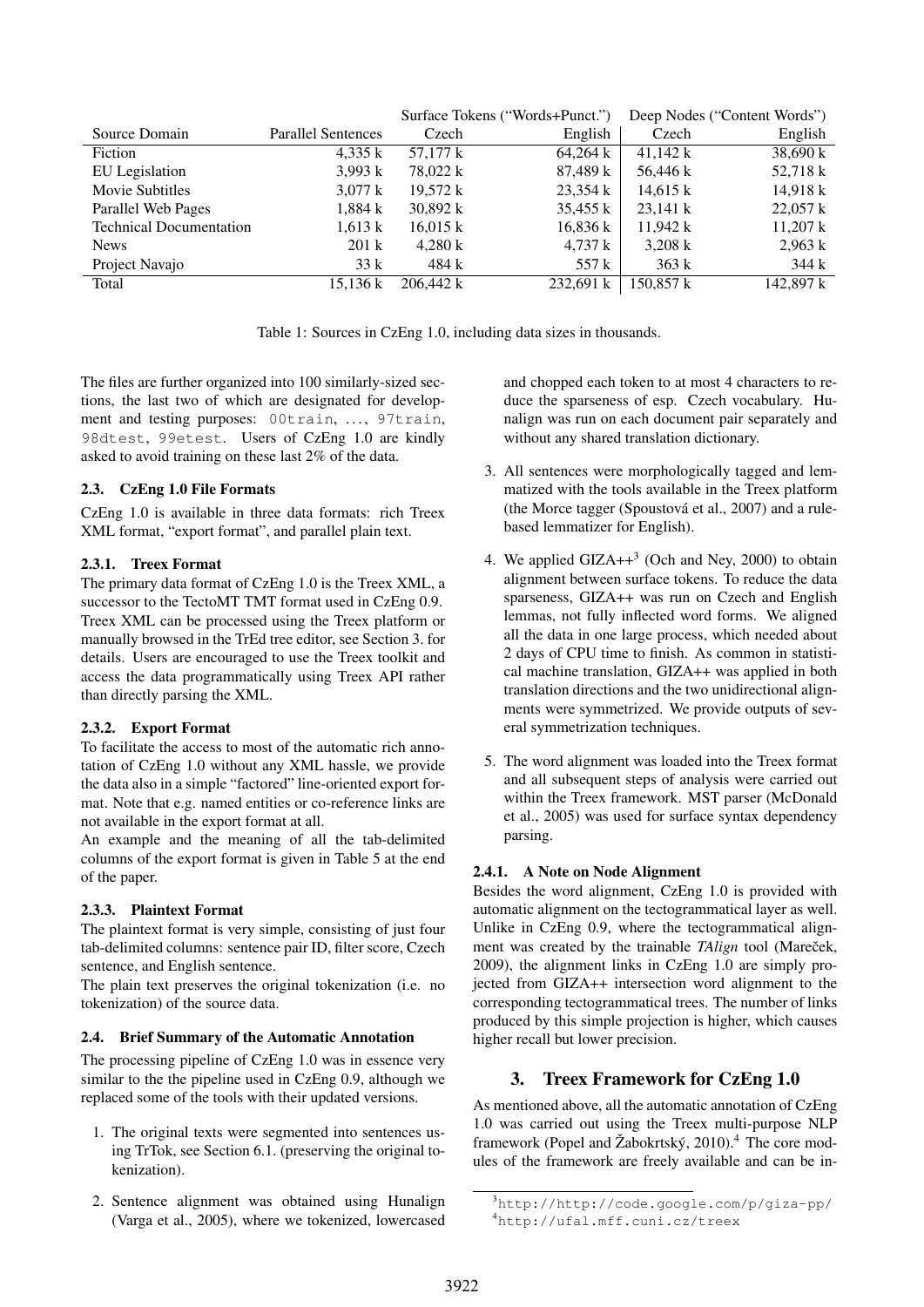| Source Domain | Parallel Sentences | Surface Tokens ("Words+Punct.") Czech | English | Deep Nodes ("Content Words") Czech | English |
|---|---|---|---|---|---|
| Fiction | 4,335 k | 57,177 k | 64,264 k | 41,142 k | 38,690 k |
| EU Legislation | 3,993 k | 78,022 k | 87,489 k | 56,446 k | 52,718 k |
| Movie Subtitles | 3,077 k | 19,572 k | 23,354 k | 14,615 k | 14,918 k |
| Parallel Web Pages | 1,884 k | 30,892 k | 35,455 k | 23,141 k | 22,057 k |
| Technical Documentation | 1,613 k | 16,015 k | 16,836 k | 11,942 k | 11,207 k |
| News | 201 k | 4,280 k | 4,737 k | 3,208 k | 2,963 k |
| Project Navajo | 33 k | 484 k | 557 k | 363 k | 344 k |
| Total | 15,136 k | 206,442 k | 232,691 k | 150,857 k | 142,897 k |

Table 1: Sources in CzEng 1.0, including data sizes in thousands.

The files are further organized into 100 similarly-sized sections, the last two of which are designated for development and testing purposes: 00train, ..., 97train, 98dtest, 99etest. Users of CzEng 1.0 are kindly asked to avoid training on these last 2% of the data.

### 2.3. CzEng 1.0 File Formats

CzEng 1.0 is available in three data formats: rich Treex XML format, "export format", and parallel plain text.

#### 2.3.1. Treex Format

The primary data format of CzEng 1.0 is the Treex XML, a successor to the TectoMT TMT format used in CzEng 0.9. Treex XML can be processed using the Treex platform or manually browsed in the TrEd tree editor, see Section 3. for details. Users are encouraged to use the Treex toolkit and access the data programmatically using Treex API rather than directly parsing the XML.

#### 2.3.2. Export Format

To facilitate the access to most of the automatic rich annotation of CzEng 1.0 without any XML hassle, we provide the data also in a simple "factored" line-oriented export format. Note that e.g. named entities or co-reference links are not available in the export format at all.

An example and the meaning of all the tab-delimited columns of the export format is given in Table 5 at the end of the paper.

#### 2.3.3. Plaintext Format

The plaintext format is very simple, consisting of just four tab-delimited columns: sentence pair ID, filter score, Czech sentence, and English sentence.

The plain text preserves the original tokenization (i.e. no tokenization) of the source data.

### 2.4. Brief Summary of the Automatic Annotation

The processing pipeline of CzEng 1.0 was in essence very similar to the the pipeline used in CzEng 0.9, although we replaced some of the tools with their updated versions.

1. The original texts were segmented into sentences using TrTok, see Section 6.1. (preserving the original tokenization).
2. Sentence alignment was obtained using Hunalign (Varga et al., 2005), where we tokenized, lowercased and chopped each token to at most 4 characters to reduce the sparseness of esp. Czech vocabulary. Hunalign was run on each document pair separately and without any shared translation dictionary.
3. All sentences were morphologically tagged and lemmatized with the tools available in the Treex platform (the Morce tagger (Spoustová et al., 2007) and a rule-based lemmatizer for English).
4. We applied GIZA++[3] (Och and Ney, 2000) to obtain alignment between surface tokens. To reduce the data sparseness, GIZA++ was run on Czech and English lemmas, not fully inflected word forms. We aligned all the data in one large process, which needed about 2 days of CPU time to finish. As common in statistical machine translation, GIZA++ was applied in both translation directions and the two unidirectional alignments were symmetrized. We provide outputs of several symmetrization techniques.
5. The word alignment was loaded into the Treex format and all subsequent steps of analysis were carried out within the Treex framework. MST parser (McDonald et al., 2005) was used for surface syntax dependency parsing.

#### 2.4.1. A Note on Node Alignment

Besides the word alignment, CzEng 1.0 is provided with automatic alignment on the tectogrammatical layer as well. Unlike in CzEng 0.9, where the tectogrammatical alignment was created by the trainable *TAlign* tool (Mareček, 2009), the alignment links in CzEng 1.0 are simply projected from GIZA++ intersection word alignment to the corresponding tectogrammatical trees. The number of links produced by this simple projection is higher, which causes higher recall but lower precision.

## 3. Treex Framework for CzEng 1.0

As mentioned above, all the automatic annotation of CzEng 1.0 was carried out using the Treex multi-purpose NLP framework (Popel and Žabokrtský, 2010).[4] The core modules of the framework are freely available and can be in-

[3] http://http://code.google.com/p/giza-pp/

[4] http://ufal.mff.cuni.cz/treex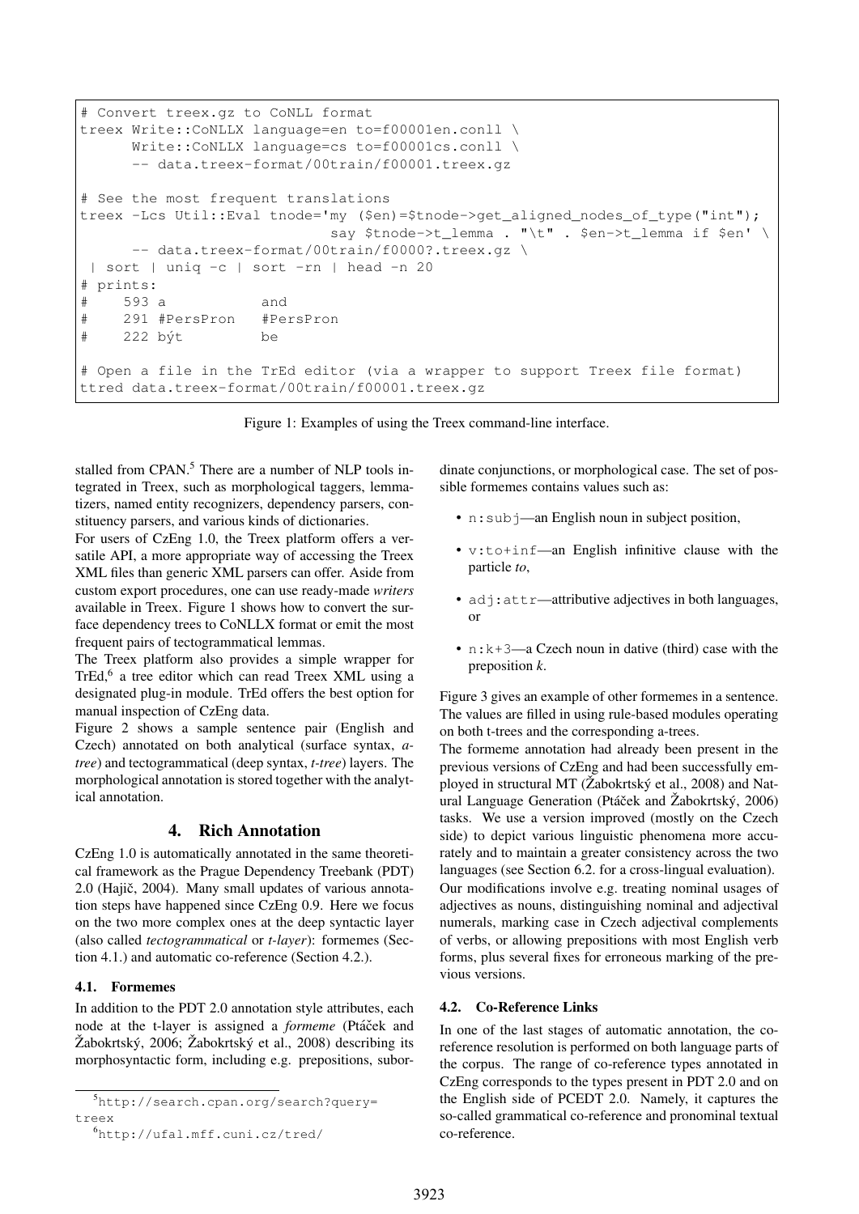```
# Convert treex.gz to CoNLL format
treex Write::CoNLLX language=en to=f00001en.conll \
      Write::CoNLLX language=cs to=f00001cs.conll \
      -- data.treex-format/00train/f00001.treex.gz

# See the most frequent translations
treex -Lcs Util::Eval tnode='my ($en)=$tnode->get_aligned_nodes_of_type("int");
                             say $tnode->t_lemma . "\t" . $en->t_lemma if $en' \
      -- data.treex-format/00train/f0000?.treex.gz \
 | sort | uniq -c | sort -rn | head -n 20
# prints:
#     593 a           and
#     291 #PersPron   #PersPron
#     222 být         be

# Open a file in the TrEd editor (via a wrapper to support Treex file format)
ttred data.treex-format/00train/f00001.treex.gz
```

Figure 1: Examples of using the Treex command-line interface.

stalled from CPAN.[5] There are a number of NLP tools integrated in Treex, such as morphological taggers, lemmatizers, named entity recognizers, dependency parsers, constituency parsers, and various kinds of dictionaries.

For users of CzEng 1.0, the Treex platform offers a versatile API, a more appropriate way of accessing the Treex XML files than generic XML parsers can offer. Aside from custom export procedures, one can use ready-made *writers* available in Treex. Figure 1 shows how to convert the surface dependency trees to CoNLLX format or emit the most frequent pairs of tectogrammatical lemmas.

The Treex platform also provides a simple wrapper for TrEd,[6] a tree editor which can read Treex XML using a designated plug-in module. TrEd offers the best option for manual inspection of CzEng data.

Figure 2 shows a sample sentence pair (English and Czech) annotated on both analytical (surface syntax, *a-tree*) and tectogrammatical (deep syntax, *t-tree*) layers. The morphological annotation is stored together with the analytical annotation.

## 4. Rich Annotation

CzEng 1.0 is automatically annotated in the same theoretical framework as the Prague Dependency Treebank (PDT) 2.0 (Hajič, 2004). Many small updates of various annotation steps have happened since CzEng 0.9. Here we focus on the two more complex ones at the deep syntactic layer (also called *tectogrammatical* or *t-layer*): formemes (Section 4.1.) and automatic co-reference (Section 4.2.).

### 4.1. Formemes

In addition to the PDT 2.0 annotation style attributes, each node at the t-layer is assigned a *formeme* (Ptáček and Žabokrtský, 2006; Žabokrtský et al., 2008) describing its morphosyntactic form, including e.g. prepositions, subordinate conjunctions, or morphological case. The set of possible formemes contains values such as:

- `n:subj`—an English noun in subject position,
- `v:to+inf`—an English infinitive clause with the particle *to*,
- `adj:attr`—attributive adjectives in both languages, or
- `n:k+3`—a Czech noun in dative (third) case with the preposition *k*.

Figure 3 gives an example of other formemes in a sentence. The values are filled in using rule-based modules operating on both t-trees and the corresponding a-trees.

The formeme annotation had already been present in the previous versions of CzEng and had been successfully employed in structural MT (Žabokrtský et al., 2008) and Natural Language Generation (Ptáček and Žabokrtský, 2006) tasks. We use a version improved (mostly on the Czech side) to depict various linguistic phenomena more accurately and to maintain a greater consistency across the two languages (see Section 6.2. for a cross-lingual evaluation). Our modifications involve e.g. treating nominal usages of adjectives as nouns, distinguishing nominal and adjectival numerals, marking case in Czech adjectival complements of verbs, or allowing prepositions with most English verb forms, plus several fixes for erroneous marking of the previous versions.

### 4.2. Co-Reference Links

In one of the last stages of automatic annotation, the co-reference resolution is performed on both language parts of the corpus. The range of co-reference types annotated in CzEng corresponds to the types present in PDT 2.0 and on the English side of PCEDT 2.0. Namely, it captures the so-called grammatical co-reference and pronominal textual co-reference.

[5] http://search.cpan.org/search?query=treex

[6] http://ufal.mff.cuni.cz/tred/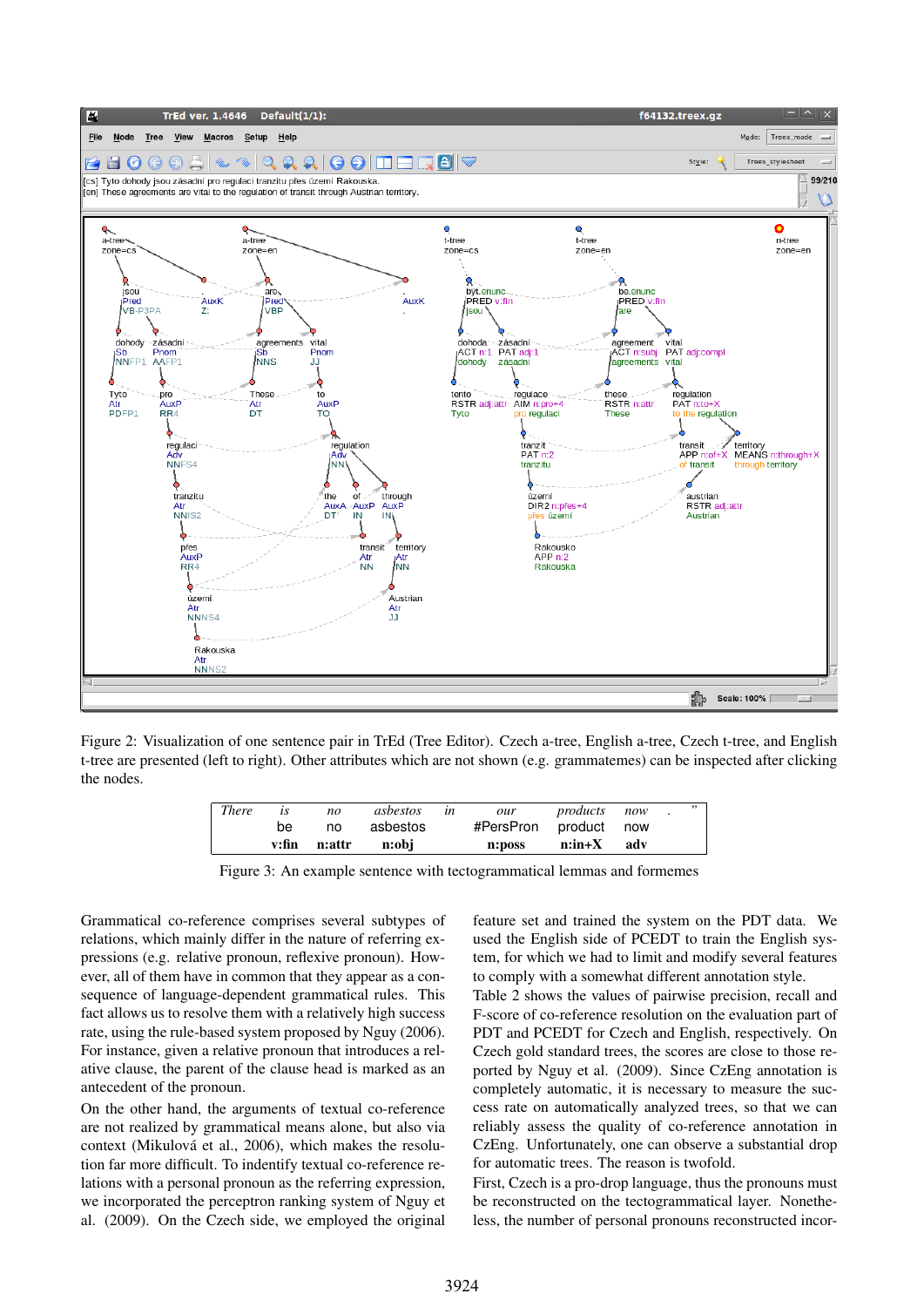Figure 2: Visualization of one sentence pair in TrEd (Tree Editor). Czech a-tree, English a-tree, Czech t-tree, and English t-tree are presented (left to right). Other attributes which are not shown (e.g. grammatemes) can be inspected after clicking the nodes.

| *There* | *is* | *no* | *asbestos* | *in* | *our* | *products* | *now* | *.* | *"* |
|---|---|---|---|---|---|---|---|---|---|
| | be | no | asbestos | | #PersPron | product | now | | |
| | **v:fin** | **n:attr** | **n:obj** | | **n:poss** | **n:in+X** | **adv** | | |

Figure 3: An example sentence with tectogrammatical lemmas and formemes

Grammatical co-reference comprises several subtypes of relations, which mainly differ in the nature of referring expressions (e.g. relative pronoun, reflexive pronoun). However, all of them have in common that they appear as a consequence of language-dependent grammatical rules. This fact allows us to resolve them with a relatively high success rate, using the rule-based system proposed by Nguy (2006). For instance, given a relative pronoun that introduces a relative clause, the parent of the clause head is marked as an antecedent of the pronoun.

On the other hand, the arguments of textual co-reference are not realized by grammatical means alone, but also via context (Mikulová et al., 2006), which makes the resolution far more difficult. To indentify textual co-reference relations with a personal pronoun as the referring expression, we incorporated the perceptron ranking system of Nguy et al. (2009). On the Czech side, we employed the original feature set and trained the system on the PDT data. We used the English side of PCEDT to train the English system, for which we had to limit and modify several features to comply with a somewhat different annotation style.

Table 2 shows the values of pairwise precision, recall and F-score of co-reference resolution on the evaluation part of PDT and PCEDT for Czech and English, respectively. On Czech gold standard trees, the scores are close to those reported by Nguy et al. (2009). Since CzEng annotation is completely automatic, it is necessary to measure the success rate on automatically analyzed trees, so that we can reliably assess the quality of co-reference annotation in CzEng. Unfortunately, one can observe a substantial drop for automatic trees. The reason is twofold.

First, Czech is a pro-drop language, thus the pronouns must be reconstructed on the tectogrammatical layer. Nonetheless, the number of personal pronouns reconstructed incor-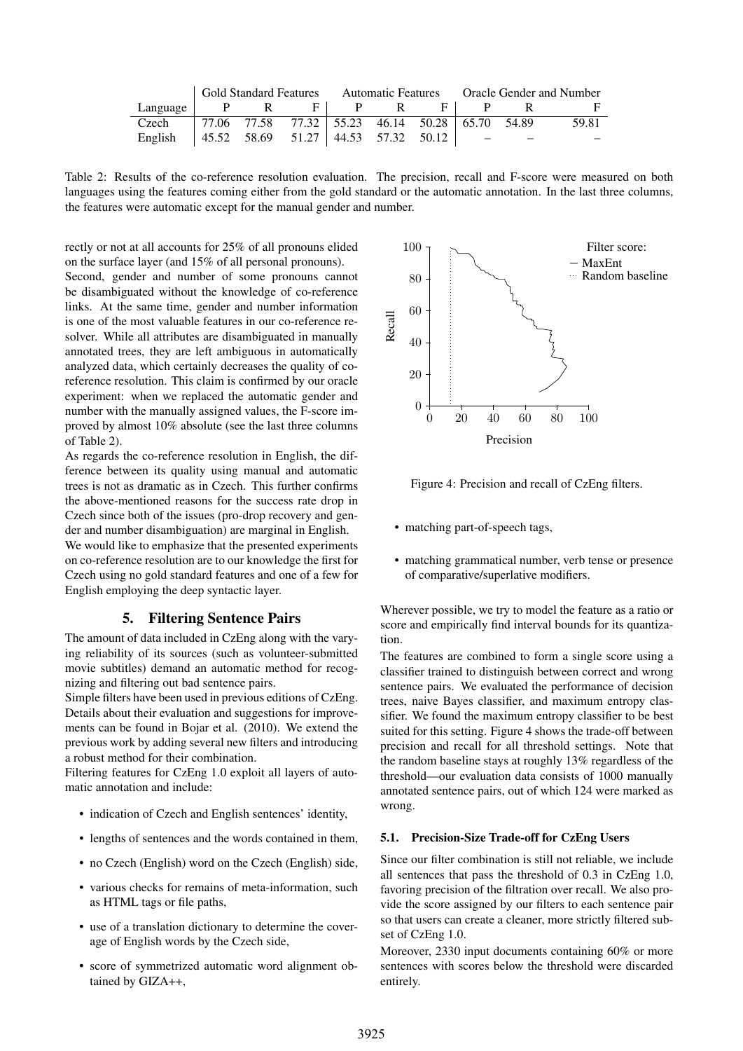| Language | Gold Standard Features | | | Automatic Features | | | Oracle Gender and Number | | |
|---|---|---|---|---|---|---|---|---|---|
| | P | R | F | P | R | F | P | R | F |
| Czech | 77.06 | 77.58 | 77.32 | 55.23 | 46.14 | 50.28 | 65.70 | 54.89 | 59.81 |
| English | 45.52 | 58.69 | 51.27 | 44.53 | 57.32 | 50.12 | – | – | – |

Table 2: Results of the co-reference resolution evaluation. The precision, recall and F-score were measured on both languages using the features coming either from the gold standard or the automatic annotation. In the last three columns, the features were automatic except for the manual gender and number.

rectly or not at all accounts for 25% of all pronouns elided on the surface layer (and 15% of all personal pronouns).

Second, gender and number of some pronouns cannot be disambiguated without the knowledge of co-reference links. At the same time, gender and number information is one of the most valuable features in our co-reference resolver. While all attributes are disambiguated in manually annotated trees, they are left ambiguous in automatically analyzed data, which certainly decreases the quality of co-reference resolution. This claim is confirmed by our oracle experiment: when we replaced the automatic gender and number with the manually assigned values, the F-score improved by almost 10% absolute (see the last three columns of Table 2).

As regards the co-reference resolution in English, the difference between its quality using manual and automatic trees is not as dramatic as in Czech. This further confirms the above-mentioned reasons for the success rate drop in Czech since both of the issues (pro-drop recovery and gender and number disambiguation) are marginal in English.

We would like to emphasize that the presented experiments on co-reference resolution are to our knowledge the first for Czech using no gold standard features and one of a few for English employing the deep syntactic layer.

## 5. Filtering Sentence Pairs

The amount of data included in CzEng along with the varying reliability of its sources (such as volunteer-submitted movie subtitles) demand an automatic method for recognizing and filtering out bad sentence pairs.

Simple filters have been used in previous editions of CzEng. Details about their evaluation and suggestions for improvements can be found in Bojar et al. (2010). We extend the previous work by adding several new filters and introducing a robust method for their combination.

Filtering features for CzEng 1.0 exploit all layers of automatic annotation and include:

- indication of Czech and English sentences' identity,
- lengths of sentences and the words contained in them,
- no Czech (English) word on the Czech (English) side,
- various checks for remains of meta-information, such as HTML tags or file paths,
- use of a translation dictionary to determine the coverage of English words by the Czech side,
- score of symmetrized automatic word alignment obtained by GIZA++,
- matching part-of-speech tags,
- matching grammatical number, verb tense or presence of comparative/superlative modifiers.

Figure 4: Precision and recall of CzEng filters.

Wherever possible, we try to model the feature as a ratio or score and empirically find interval bounds for its quantization.

The features are combined to form a single score using a classifier trained to distinguish between correct and wrong sentence pairs. We evaluated the performance of decision trees, naive Bayes classifier, and maximum entropy classifier. We found the maximum entropy classifier to be best suited for this setting. Figure 4 shows the trade-off between precision and recall for all threshold settings. Note that the random baseline stays at roughly 13% regardless of the threshold—our evaluation data consists of 1000 manually annotated sentence pairs, out of which 124 were marked as wrong.

### 5.1. Precision-Size Trade-off for CzEng Users

Since our filter combination is still not reliable, we include all sentences that pass the threshold of 0.3 in CzEng 1.0, favoring precision of the filtration over recall. We also provide the score assigned by our filters to each sentence pair so that users can create a cleaner, more strictly filtered subset of CzEng 1.0.

Moreover, 2330 input documents containing 60% or more sentences with scores below the threshold were discarded entirely.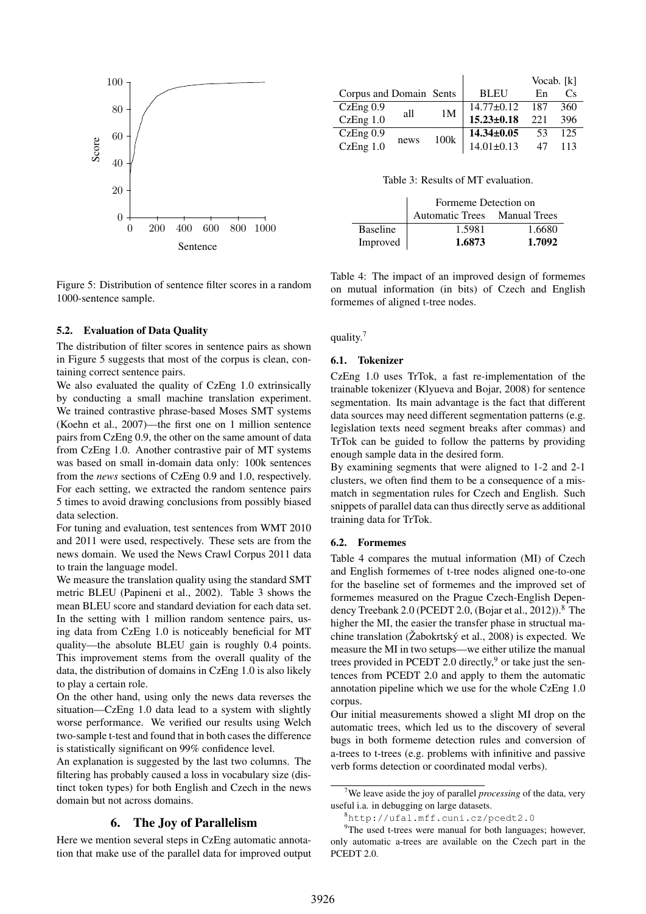Figure 5: Distribution of sentence filter scores in a random 1000-sentence sample.

### 5.2. Evaluation of Data Quality

The distribution of filter scores in sentence pairs as shown in Figure 5 suggests that most of the corpus is clean, containing correct sentence pairs.

We also evaluated the quality of CzEng 1.0 extrinsically by conducting a small machine translation experiment. We trained contrastive phrase-based Moses SMT systems (Koehn et al., 2007)—the first one on 1 million sentence pairs from CzEng 0.9, the other on the same amount of data from CzEng 1.0. Another contrastive pair of MT systems was based on small in-domain data only: 100k sentences from the *news* sections of CzEng 0.9 and 1.0, respectively. For each setting, we extracted the random sentence pairs 5 times to avoid drawing conclusions from possibly biased data selection.

For tuning and evaluation, test sentences from WMT 2010 and 2011 were used, respectively. These sets are from the news domain. We used the News Crawl Corpus 2011 data to train the language model.

We measure the translation quality using the standard SMT metric BLEU (Papineni et al., 2002). Table 3 shows the mean BLEU score and standard deviation for each data set. In the setting with 1 million random sentence pairs, using data from CzEng 1.0 is noticeably beneficial for MT quality—the absolute BLEU gain is roughly 0.4 points. This improvement stems from the overall quality of the data, the distribution of domains in CzEng 1.0 is also likely to play a certain role.

On the other hand, using only the news data reverses the situation—CzEng 1.0 data lead to a system with slightly worse performance. We verified our results using Welch two-sample t-test and found that in both cases the difference is statistically significant on 99% confidence level.

An explanation is suggested by the last two columns. The filtering has probably caused a loss in vocabulary size (distinct token types) for both English and Czech in the news domain but not across domains.

| Corpus | and Domain | Sents | BLEU | Vocab. [k] En | Vocab. [k] Cs |
|---|---|---|---|---|---|
| CzEng 0.9 | all | 1M | 14.77±0.12 | 187 | 360 |
| CzEng 1.0 | all | 1M | **15.23±0.18** | 221 | 396 |
| CzEng 0.9 | news | 100k | **14.34±0.05** | 53 | 125 |
| CzEng 1.0 | news | 100k | 14.01±0.13 | 47 | 113 |

Table 3: Results of MT evaluation.

| | Formeme Detection on Automatic Trees | Formeme Detection on Manual Trees |
|---|---|---|
| Baseline | 1.5981 | 1.6680 |
| Improved | **1.6873** | **1.7092** |

Table 4: The impact of an improved design of formemes on mutual information (in bits) of Czech and English formemes of aligned t-tree nodes.

## 6. The Joy of Parallelism

Here we mention several steps in CzEng automatic annotation that make use of the parallel data for improved output quality.[7]

### 6.1. Tokenizer

CzEng 1.0 uses TrTok, a fast re-implementation of the trainable tokenizer (Klyueva and Bojar, 2008) for sentence segmentation. Its main advantage is the fact that different data sources may need different segmentation patterns (e.g. legislation texts need segment breaks after commas) and TrTok can be guided to follow the patterns by providing enough sample data in the desired form.

By examining segments that were aligned to 1-2 and 2-1 clusters, we often find them to be a consequence of a mismatch in segmentation rules for Czech and English. Such snippets of parallel data can thus directly serve as additional training data for TrTok.

### 6.2. Formemes

Table 4 compares the mutual information (MI) of Czech and English formemes of t-tree nodes aligned one-to-one for the baseline set of formemes and the improved set of formemes measured on the Prague Czech-English Dependency Treebank 2.0 (PCEDT 2.0, (Bojar et al., 2012)).[8] The higher the MI, the easier the transfer phase in structual machine translation (Žabokrtský et al., 2008) is expected. We measure the MI in two setups—we either utilize the manual trees provided in PCEDT 2.0 directly,[9] or take just the sentences from PCEDT 2.0 and apply to them the automatic annotation pipeline which we use for the whole CzEng 1.0 corpus.

Our initial measurements showed a slight MI drop on the automatic trees, which led us to the discovery of several bugs in both formeme detection rules and conversion of a-trees to t-trees (e.g. problems with infinitive and passive verb forms detection or coordinated modal verbs).

[7] We leave aside the joy of parallel *processing* of the data, very useful i.a. in debugging on large datasets.

[8] http://ufal.mff.cuni.cz/pcedt2.0

[9] The used t-trees were manual for both languages; however, only automatic a-trees are available on the Czech part in the PCEDT 2.0.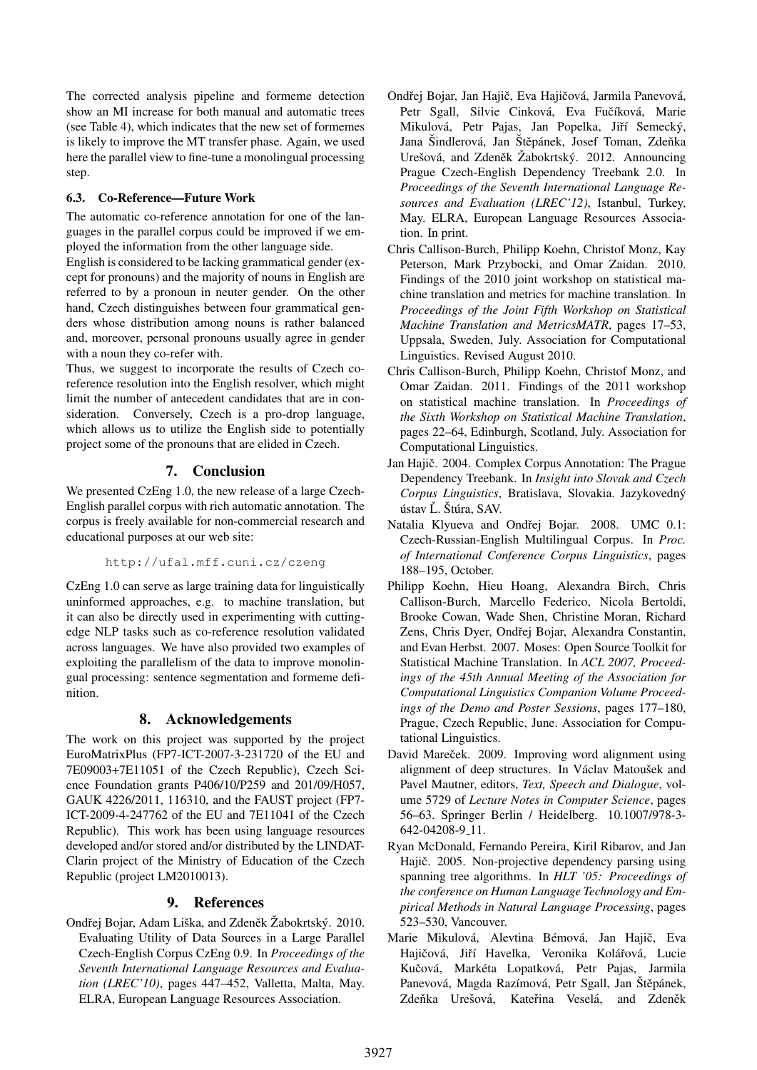The corrected analysis pipeline and formeme detection show an MI increase for both manual and automatic trees (see Table 4), which indicates that the new set of formemes is likely to improve the MT transfer phase. Again, we used here the parallel view to fine-tune a monolingual processing step.

### 6.3. Co-Reference—Future Work

The automatic co-reference annotation for one of the languages in the parallel corpus could be improved if we employed the information from the other language side.

English is considered to be lacking grammatical gender (except for pronouns) and the majority of nouns in English are referred to by a pronoun in neuter gender. On the other hand, Czech distinguishes between four grammatical genders whose distribution among nouns is rather balanced and, moreover, personal pronouns usually agree in gender with a noun they co-refer with.

Thus, we suggest to incorporate the results of Czech coreference resolution into the English resolver, which might limit the number of antecedent candidates that are in consideration. Conversely, Czech is a pro-drop language, which allows us to utilize the English side to potentially project some of the pronouns that are elided in Czech.

## 7. Conclusion

We presented CzEng 1.0, the new release of a large Czech-English parallel corpus with rich automatic annotation. The corpus is freely available for non-commercial research and educational purposes at our web site:

```
http://ufal.mff.cuni.cz/czeng
```

CzEng 1.0 can serve as large training data for linguistically uninformed approaches, e.g. to machine translation, but it can also be directly used in experimenting with cutting-edge NLP tasks such as co-reference resolution validated across languages. We have also provided two examples of exploiting the parallelism of the data to improve monolingual processing: sentence segmentation and formeme definition.

## 8. Acknowledgements

The work on this project was supported by the project EuroMatrixPlus (FP7-ICT-2007-3-231720 of the EU and 7E09003+7E11051 of the Czech Republic), Czech Science Foundation grants P406/10/P259 and 201/09/H057, GAUK 4226/2011, 116310, and the FAUST project (FP7-ICT-2009-4-247762 of the EU and 7E11041 of the Czech Republic). This work has been using language resources developed and/or stored and/or distributed by the LINDAT-Clarin project of the Ministry of Education of the Czech Republic (project LM2010013).

## 9. References

Ondřej Bojar, Adam Liška, and Zdeněk Žabokrtský. 2010. Evaluating Utility of Data Sources in a Large Parallel Czech-English Corpus CzEng 0.9. In *Proceedings of the Seventh International Language Resources and Evaluation (LREC'10)*, pages 447–452, Valletta, Malta, May. ELRA, European Language Resources Association.

Ondřej Bojar, Jan Hajič, Eva Hajičová, Jarmila Panevová, Petr Sgall, Silvie Cinková, Eva Fučíková, Marie Mikulová, Petr Pajas, Jan Popelka, Jiří Semecký, Jana Šindlerová, Jan Štěpánek, Josef Toman, Zdeňka Urešová, and Zdeněk Žabokrtský. 2012. Announcing Prague Czech-English Dependency Treebank 2.0. In *Proceedings of the Seventh International Language Resources and Evaluation (LREC'12)*, Istanbul, Turkey, May. ELRA, European Language Resources Association. In print.

Chris Callison-Burch, Philipp Koehn, Christof Monz, Kay Peterson, Mark Przybocki, and Omar Zaidan. 2010. Findings of the 2010 joint workshop on statistical machine translation and metrics for machine translation. In *Proceedings of the Joint Fifth Workshop on Statistical Machine Translation and MetricsMATR*, pages 17–53, Uppsala, Sweden, July. Association for Computational Linguistics. Revised August 2010.

Chris Callison-Burch, Philipp Koehn, Christof Monz, and Omar Zaidan. 2011. Findings of the 2011 workshop on statistical machine translation. In *Proceedings of the Sixth Workshop on Statistical Machine Translation*, pages 22–64, Edinburgh, Scotland, July. Association for Computational Linguistics.

Jan Hajič. 2004. Complex Corpus Annotation: The Prague Dependency Treebank. In *Insight into Slovak and Czech Corpus Linguistics*, Bratislava, Slovakia. Jazykovedný ústav Ľ. Štúra, SAV.

Natalia Klyueva and Ondřej Bojar. 2008. UMC 0.1: Czech-Russian-English Multilingual Corpus. In *Proc. of International Conference Corpus Linguistics*, pages 188–195, October.

Philipp Koehn, Hieu Hoang, Alexandra Birch, Chris Callison-Burch, Marcello Federico, Nicola Bertoldi, Brooke Cowan, Wade Shen, Christine Moran, Richard Zens, Chris Dyer, Ondřej Bojar, Alexandra Constantin, and Evan Herbst. 2007. Moses: Open Source Toolkit for Statistical Machine Translation. In *ACL 2007, Proceedings of the 45th Annual Meeting of the Association for Computational Linguistics Companion Volume Proceedings of the Demo and Poster Sessions*, pages 177–180, Prague, Czech Republic, June. Association for Computational Linguistics.

David Mareček. 2009. Improving word alignment using alignment of deep structures. In Václav Matoušek and Pavel Mautner, editors, *Text, Speech and Dialogue*, volume 5729 of *Lecture Notes in Computer Science*, pages 56–63. Springer Berlin / Heidelberg. 10.1007/978-3-642-04208-9_11.

Ryan McDonald, Fernando Pereira, Kiril Ribarov, and Jan Hajič. 2005. Non-projective dependency parsing using spanning tree algorithms. In *HLT '05: Proceedings of the conference on Human Language Technology and Empirical Methods in Natural Language Processing*, pages 523–530, Vancouver.

Marie Mikulová, Alevtina Bémová, Jan Hajič, Eva Hajičová, Jiří Havelka, Veronika Kolářová, Lucie Kučová, Markéta Lopatková, Petr Pajas, Jarmila Panevová, Magda Razímová, Petr Sgall, Jan Štěpánek, Zdeňka Urešová, Kateřina Veselá, and Zdeněk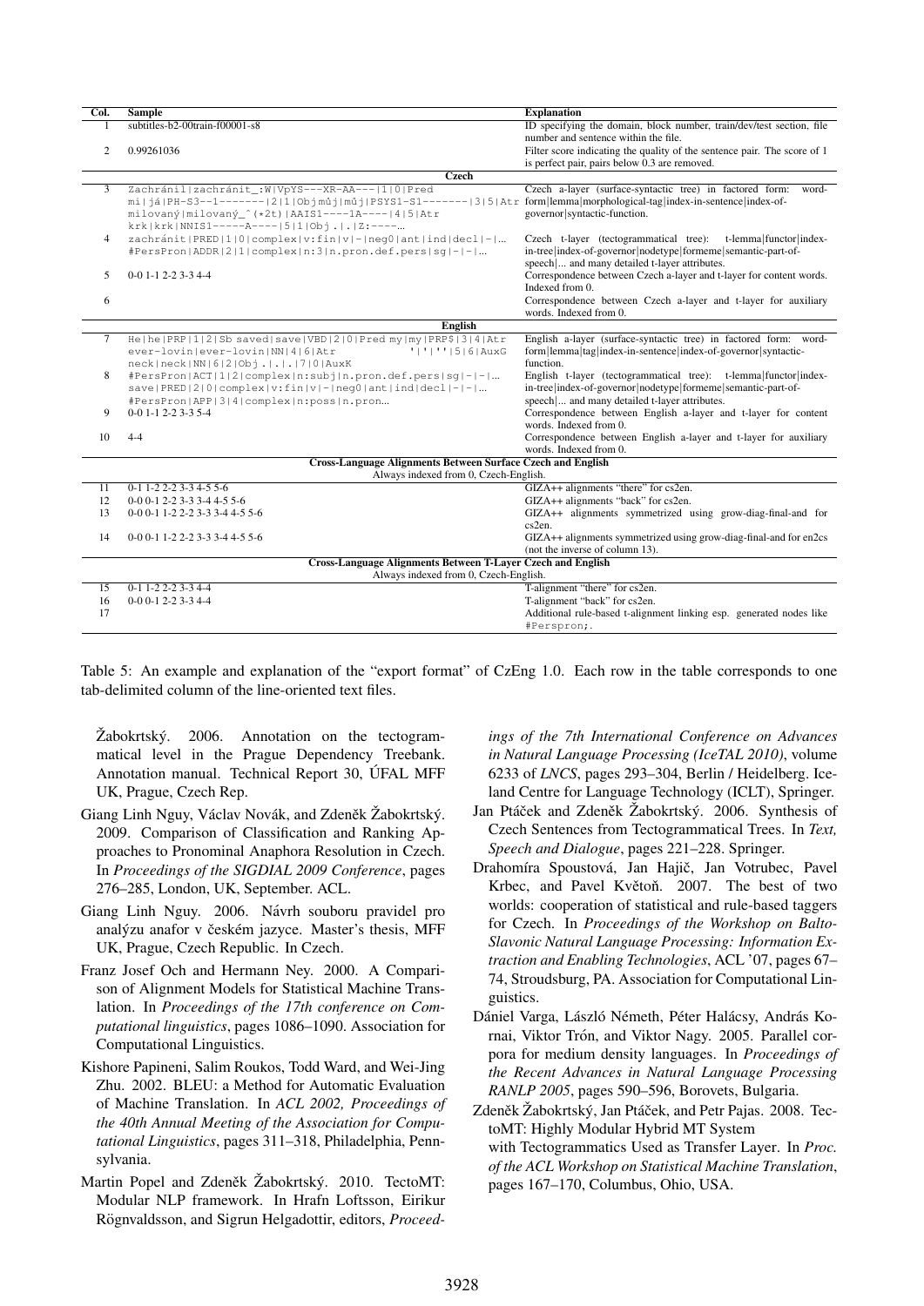| Col. | Sample | Explanation |
|---|---|---|
| 1 | subtitles-b2-00train-f00001-s8 | ID specifying the domain, block number, train/dev/test section, file number and sentence within the file. |
| 2 | 0.99261036 | Filter score indicating the quality of the sentence pair. The score of 1 is perfect pair, pairs below 0.3 are removed. |
| | **Czech** | |
| 3 | `Zachránil|zachránit_:W|VpYS---XR-AA---|1|0|Pred mi|já|PH-S3--1-------|2|1|Objmůj|můj|PSYS1-S1-------|3|5|Atr milovaný|milovaný_^(*2t)|AAIS1----1A----|4|5|Atr krk|krk|NNIS1-----A----|5|1|Obj.|.|Z:----...` | Czech a-layer (surface-syntactic tree) in factored form: word-form\|lemma\|morphological-tag\|index-in-sentence\|index-of-governor\|syntactic-function. |
| 4 | `zachránit|PRED|1|0|complex|v:fin|v|-|neg0|ant|ind|decl|-|... #PersPron|ADDR|2|1|complex|n:3|n.pron.def.pers|sg|-|-|...` | Czech t-layer (tectogrammatical tree): t-lemma\|functor\|index-in-tree\|index-of-governor\|nodetype\|formeme\|semantic-part-of-speech\|... and many detailed t-layer attributes. |
| 5 | 0-0 1-1 2-2 3-3 4-4 | Correspondence between Czech a-layer and t-layer for content words. Indexed from 0. |
| 6 | | Correspondence between Czech a-layer and t-layer for auxiliary words. Indexed from 0. |
| | **English** | |
| 7 | `He|he|PRP|1|2|Sb saved|save|VBD|2|0|Pred my|my|PRP$|3|4|Atr ever-lovin|ever-lovin|NN|4|6|Atr '|'|''|5|6|AuxG neck|neck|NN|6|2|Obj .|.|.|7|0|AuxK` | English a-layer (surface-syntactic tree) in factored form: word-form\|lemma\|tag\|index-in-sentence\|index-of-governor\|syntactic-function. |
| 8 | `#PersPron|ACT|1|2|complex|n:subj|n.pron.def.pers|sg|-|-|... save|PRED|2|0|complex|v:fin|v|-|neg0|ant|ind|decl|-|-|... #PersPron|APP|3|4|complex|n:poss|n.pron...` | English t-layer (tectogrammatical tree): t-lemma\|functor\|index-in-tree\|index-of-governor\|nodetype\|formeme\|semantic-part-of-speech\|... and many detailed t-layer attributes. |
| 9 | 0-0 1-1 2-2 3-3 5-4 | Correspondence between English a-layer and t-layer for content words. Indexed from 0. |
| 10 | 4-4 | Correspondence between English a-layer and t-layer for auxiliary words. Indexed from 0. |
| | **Cross-Language Alignments Between Surface Czech and English** Always indexed from 0, Czech-English. | |
| 11 | 0-1 1-2 2-2 3-3 4-5 5-6 | GIZA++ alignments "there" for cs2en. |
| 12 | 0-0 0-1 2-2 3-3 3-4 4-5 5-6 | GIZA++ alignments "back" for cs2en. |
| 13 | 0-0 0-1 1-2 2-2 3-3 3-4 4-5 5-6 | GIZA++ alignments symmetrized using grow-diag-final-and for cs2en. |
| 14 | 0-0 0-1 1-2 2-2 3-3 3-4 4-5 5-6 | GIZA++ alignments symmetrized using grow-diag-final-and for en2cs (not the inverse of column 13). |
| | **Cross-Language Alignments Between T-Layer Czech and English** Always indexed from 0, Czech-English. | |
| 15 | 0-1 1-2 2-2 3-3 4-4 | T-alignment "there" for cs2en. |
| 16 | 0-0 0-1 2-2 3-3 4-4 | T-alignment "back" for cs2en. |
| 17 | | Additional rule-based t-alignment linking esp. generated nodes like `#Perspron;`. |

Table 5: An example and explanation of the "export format" of CzEng 1.0. Each row in the table corresponds to one tab-delimited column of the line-oriented text files.

Žabokrtský. 2006. Annotation on the tectogrammatical level in the Prague Dependency Treebank. Annotation manual. Technical Report 30, ÚFAL MFF UK, Prague, Czech Rep.

Giang Linh Nguy, Václav Novák, and Zdeněk Žabokrtský. 2009. Comparison of Classification and Ranking Approaches to Pronominal Anaphora Resolution in Czech. In *Proceedings of the SIGDIAL 2009 Conference*, pages 276–285, London, UK, September. ACL.

Giang Linh Nguy. 2006. Návrh souboru pravidel pro analýzu anafor v českém jazyce. Master's thesis, MFF UK, Prague, Czech Republic. In Czech.

Franz Josef Och and Hermann Ney. 2000. A Comparison of Alignment Models for Statistical Machine Translation. In *Proceedings of the 17th conference on Computational linguistics*, pages 1086–1090. Association for Computational Linguistics.

Kishore Papineni, Salim Roukos, Todd Ward, and Wei-Jing Zhu. 2002. BLEU: a Method for Automatic Evaluation of Machine Translation. In *ACL 2002, Proceedings of the 40th Annual Meeting of the Association for Computational Linguistics*, pages 311–318, Philadelphia, Pennsylvania.

Martin Popel and Zdeněk Žabokrtský. 2010. TectoMT: Modular NLP framework. In Hrafn Loftsson, Eirikur Rögnvaldsson, and Sigrun Helgadottir, editors, *Proceedings of the 7th International Conference on Advances in Natural Language Processing (IceTAL 2010)*, volume 6233 of *LNCS*, pages 293–304, Berlin / Heidelberg. Iceland Centre for Language Technology (ICLT), Springer.

Jan Ptáček and Zdeněk Žabokrtský. 2006. Synthesis of Czech Sentences from Tectogrammatical Trees. In *Text, Speech and Dialogue*, pages 221–228. Springer.

Drahomíra Spoustová, Jan Hajič, Jan Votrubec, Pavel Krbec, and Pavel Květoň. 2007. The best of two worlds: cooperation of statistical and rule-based taggers for Czech. In *Proceedings of the Workshop on Balto-Slavonic Natural Language Processing: Information Extraction and Enabling Technologies*, ACL '07, pages 67–74, Stroudsburg, PA. Association for Computational Linguistics.

Dániel Varga, László Németh, Péter Halácsy, András Kornai, Viktor Trón, and Viktor Nagy. 2005. Parallel corpora for medium density languages. In *Proceedings of the Recent Advances in Natural Language Processing RANLP 2005*, pages 590–596, Borovets, Bulgaria.

Zdeněk Žabokrtský, Jan Ptáček, and Petr Pajas. 2008. TectoMT: Highly Modular Hybrid MT System with Tectogrammatics Used as Transfer Layer. In *Proc. of the ACL Workshop on Statistical Machine Translation*, pages 167–170, Columbus, Ohio, USA.